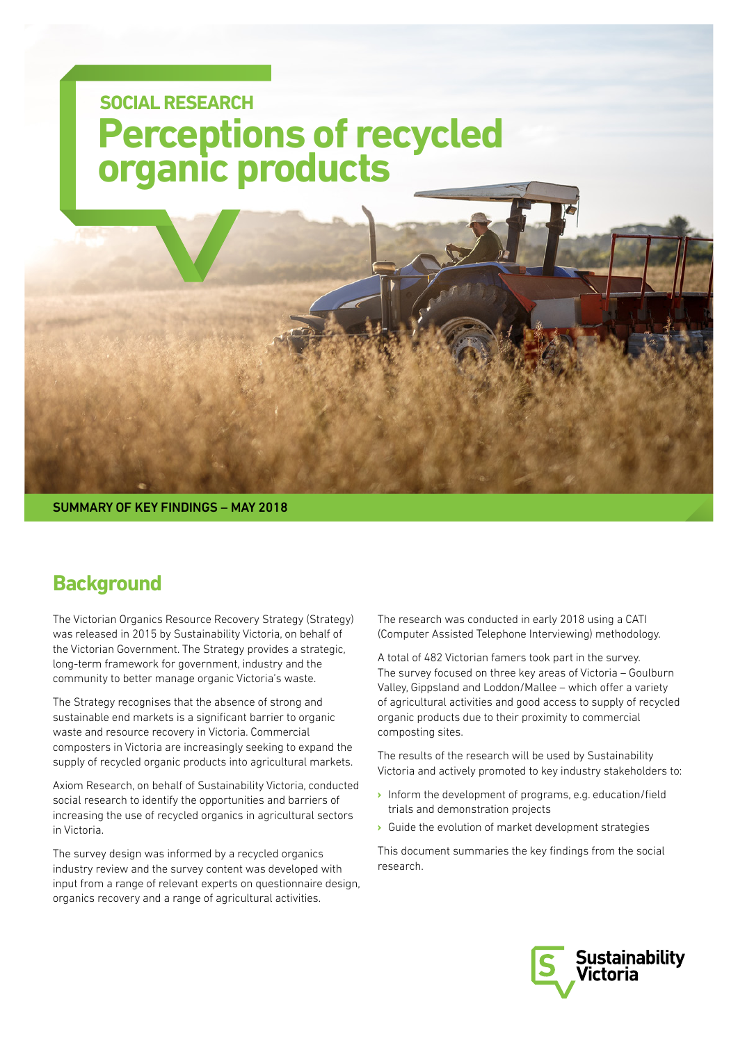SOCIAL RESEARCH

# Perceptions of recycled organic products

SUMMARY OF KEY FINDINGS – MAY 2018

## Background

The Victorian Organics Resource Recovery Strategy (Strategy) was released in 2015 by Sustainability Victoria, on behalf of the Victorian Government. The Strategy provides a strategic, long-term framework for government, industry and the community to better manage organic Victoria's waste.

The Strategy recognises that the absence of strong and sustainable end markets is a significant barrier to organic waste and resource recovery in Victoria. Commercial composters in Victoria are increasingly seeking to expand the supply of recycled organic products into agricultural markets.

Axiom Research, on behalf of Sustainability Victoria, conducted social research to identify the opportunities and barriers of increasing the use of recycled organics in agricultural sectors in Victoria.

The survey design was informed by a recycled organics industry review and the survey content was developed with input from a range of relevant experts on questionnaire design, organics recovery and a range of agricultural activities.

The research was conducted in early 2018 using a CATI (Computer Assisted Telephone Interviewing) methodology.

A total of 482 Victorian famers took part in the survey. The survey focused on three key areas of Victoria – Goulburn Valley, Gippsland and Loddon/Mallee – which offer a variety of agricultural activities and good access to supply of recycled organic products due to their proximity to commercial composting sites.

The results of the research will be used by Sustainability Victoria and actively promoted to key industry stakeholders to:

- Inform the development of programs, e.g. education/field trials and demonstration projects
- Guide the evolution of market development strategies

This document summaries the key findings from the social research.

Sustainability Victoria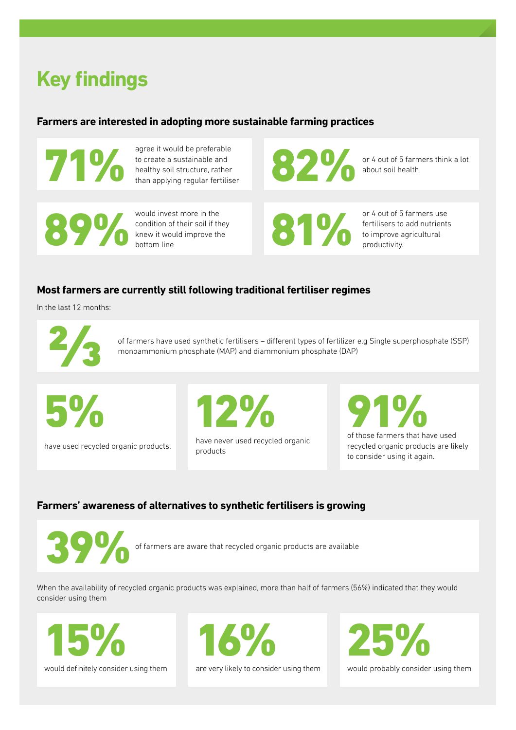# Key findings

### Farmers are interested in adopting more sustainable farming practices

**71%** agree it would be preferable to create a sustainable and healthy soil structure, rather than applying regular fertiliser

**82%** or 4 out of 5 farmers think a lot about soil health

**89%** would invest more in the condition of their soil if they knew it would improve the bottom line

**81%** or 4 out of 5 farmers use fertilisers to add nutrients to improve agricultural productivity.

### Most farmers are currently still following traditional fertiliser regimes

In the last 12 months:

**2/3** of farmers have used synthetic fertilisers – different types of fertilizer e.g Single superphosphate (SSP) monoammonium phosphate (MAP) and diammonium phosphate (DAP)

**5%** have used recycled organic products.

**12%** have never used recycled organic products

**91%** of those farmers that have used recycled organic products are likely to consider using it again.

### Farmers' awareness of alternatives to synthetic fertilisers is growing

**39%** of farmers are aware that recycled organic products are available

When the availability of recycled organic products was explained, more than half of farmers (56%) indicated that they would consider using them

**15%** would definitely consider using them

**16%** are very likely to consider using them

**25%** would probably consider using them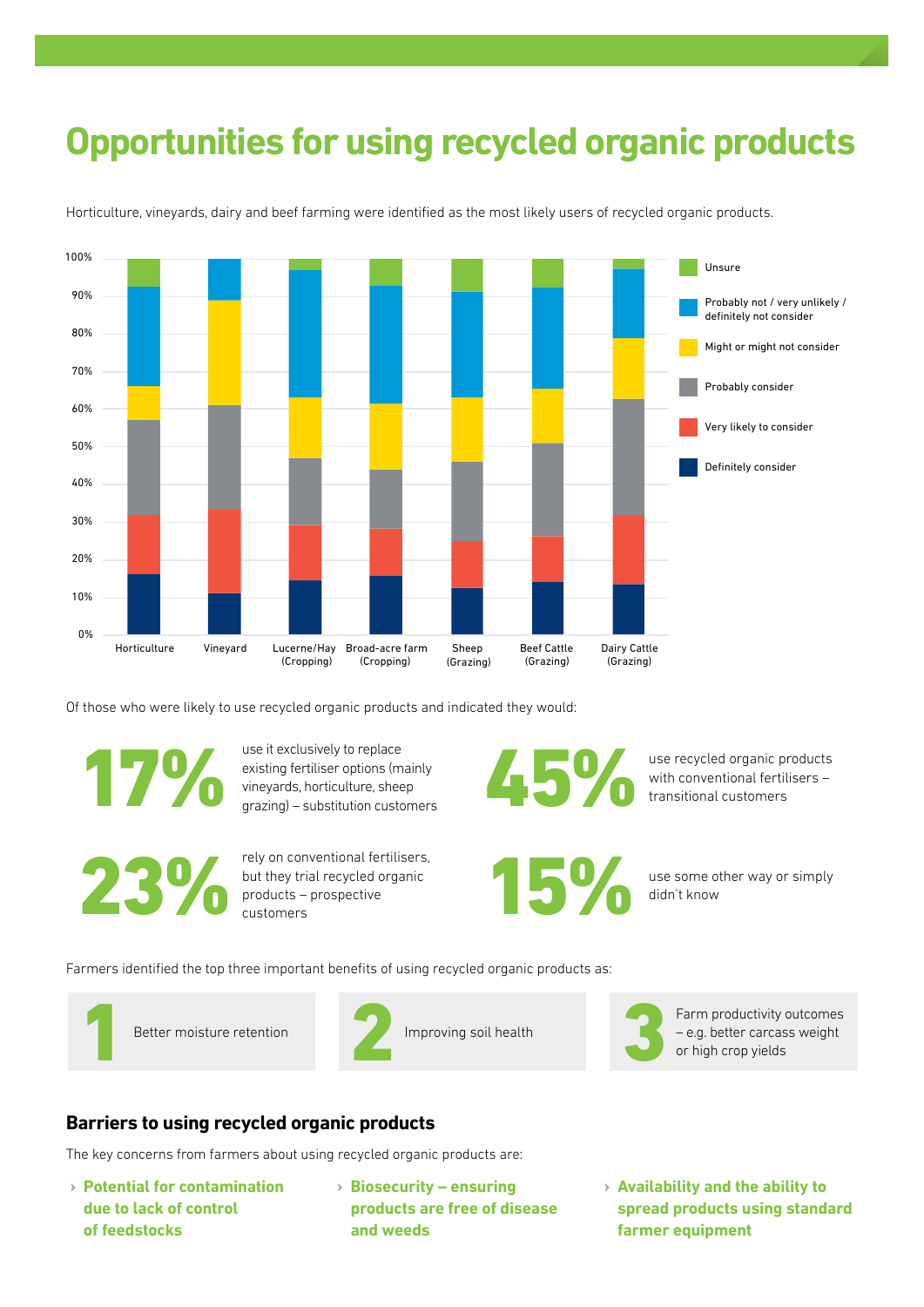# Opportunities for using recycled organic products

Horticulture, vineyards, dairy and beef farming were identified as the most likely users of recycled organic products.

Of those who were likely to use recycled organic products and indicated they would:

**17%** use it exclusively to replace existing fertiliser options (mainly vineyards, horticulture, sheep grazing) – substitution customers

**45%** use recycled organic products with conventional fertilisers – transitional customers

**23%** rely on conventional fertilisers, but they trial recycled organic products – prospective customers

**15%** use some other way or simply didn't know

Farmers identified the top three important benefits of using recycled organic products as:

1. Better moisture retention
2. Improving soil health
3. Farm productivity outcomes – e.g. better carcass weight or high crop yields

## Barriers to using recycled organic products

The key concerns from farmers about using recycled organic products are:

- **Potential for contamination due to lack of control of feedstocks**
- **Biosecurity – ensuring products are free of disease and weeds**
- **Availability and the ability to spread products using standard farmer equipment**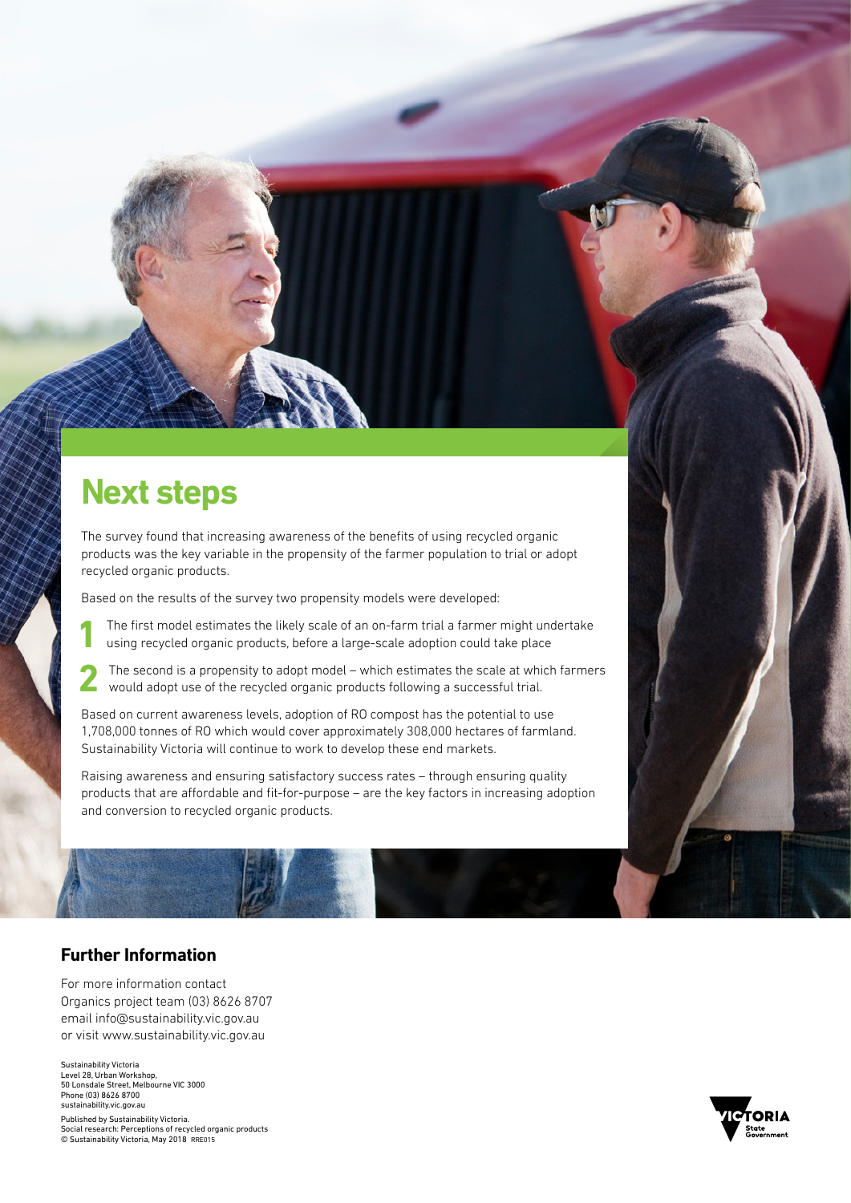## Next steps

The survey found that increasing awareness of the benefits of using recycled organic products was the key variable in the propensity of the farmer population to trial or adopt recycled organic products.

Based on the results of the survey two propensity models were developed:

1. The first model estimates the likely scale of an on-farm trial a farmer might undertake using recycled organic products, before a large-scale adoption could take place
2. The second is a propensity to adopt model – which estimates the scale at which farmers would adopt use of the recycled organic products following a successful trial.

Based on current awareness levels, adoption of RO compost has the potential to use 1,708,000 tonnes of RO which would cover approximately 308,000 hectares of farmland. Sustainability Victoria will continue to work to develop these end markets.

Raising awareness and ensuring satisfactory success rates – through ensuring quality products that are affordable and fit-for-purpose – are the key factors in increasing adoption and conversion to recycled organic products.

### Further Information

For more information contact
Organics project team (03) 8626 8707
email info@sustainability.vic.gov.au
or visit www.sustainability.vic.gov.au

Sustainability Victoria
Level 28, Urban Workshop,
50 Lonsdale Street, Melbourne VIC 3000
Phone (03) 8626 8700
sustainability.vic.gov.au

Published by Sustainability Victoria.
Social research: Perceptions of recycled organic products
© Sustainability Victoria, May 2018 RRE015

VICTORIA State Government